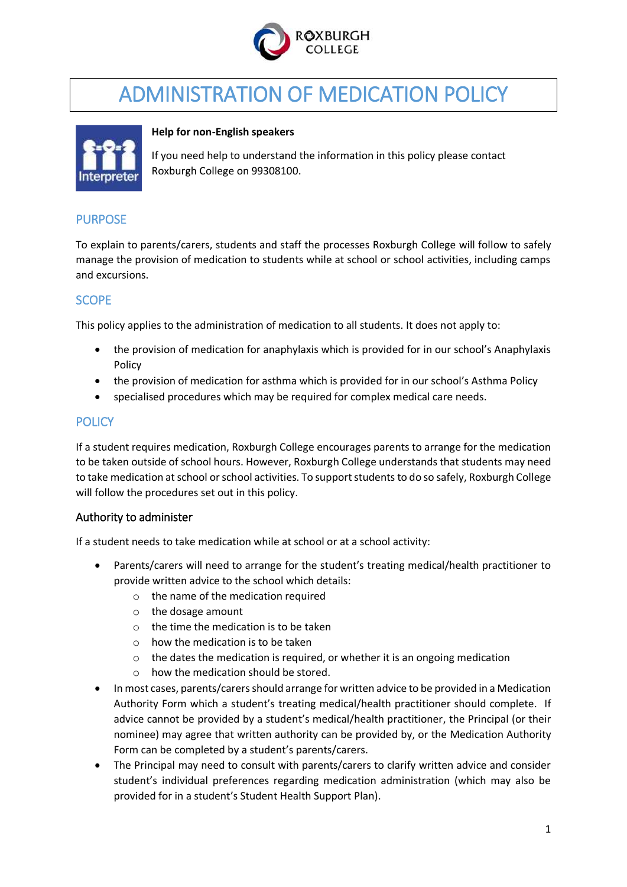# ADMINISTRATION OF MEDICATION POLICY

**Help for non-English speakers**

If you need help to understand the information in this policy please contact Roxburgh College on 99308100.

## PURPOSE

To explain to parents/carers, students and staff the processes Roxburgh College will follow to safely manage the provision of medication to students while at school or school activities, including camps and excursions.

## SCOPE

This policy applies to the administration of medication to all students. It does not apply to:

- the provision of medication for anaphylaxis which is provided for in our school's Anaphylaxis Policy
- the provision of medication for asthma which is provided for in our school's Asthma Policy
- specialised procedures which may be required for complex medical care needs.

## POLICY

If a student requires medication, Roxburgh College encourages parents to arrange for the medication to be taken outside of school hours. However, Roxburgh College understands that students may need to take medication at school or school activities. To support students to do so safely, Roxburgh College will follow the procedures set out in this policy.

### Authority to administer

If a student needs to take medication while at school or at a school activity:

- Parents/carers will need to arrange for the student's treating medical/health practitioner to provide written advice to the school which details:
  - the name of the medication required
  - the dosage amount
  - the time the medication is to be taken
  - how the medication is to be taken
  - the dates the medication is required, or whether it is an ongoing medication
  - how the medication should be stored.
- In most cases, parents/carers should arrange for written advice to be provided in a Medication Authority Form which a student's treating medical/health practitioner should complete. If advice cannot be provided by a student's medical/health practitioner, the Principal (or their nominee) may agree that written authority can be provided by, or the Medication Authority Form can be completed by a student's parents/carers.
- The Principal may need to consult with parents/carers to clarify written advice and consider student's individual preferences regarding medication administration (which may also be provided for in a student's Student Health Support Plan).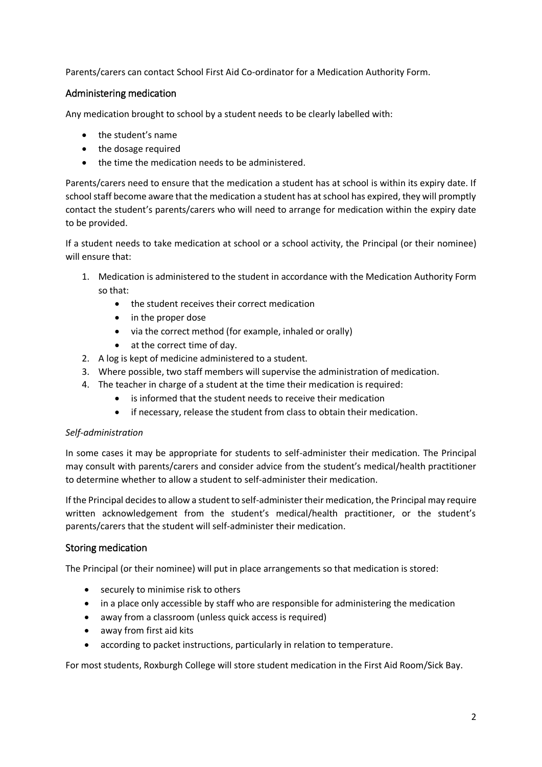Parents/carers can contact School First Aid Co-ordinator for a Medication Authority Form.

## Administering medication

Any medication brought to school by a student needs to be clearly labelled with:

- the student's name
- the dosage required
- the time the medication needs to be administered.

Parents/carers need to ensure that the medication a student has at school is within its expiry date. If school staff become aware that the medication a student has at school has expired, they will promptly contact the student's parents/carers who will need to arrange for medication within the expiry date to be provided.

If a student needs to take medication at school or a school activity, the Principal (or their nominee) will ensure that:

1. Medication is administered to the student in accordance with the Medication Authority Form so that:
   - the student receives their correct medication
   - in the proper dose
   - via the correct method (for example, inhaled or orally)
   - at the correct time of day.
2. A log is kept of medicine administered to a student.
3. Where possible, two staff members will supervise the administration of medication.
4. The teacher in charge of a student at the time their medication is required:
   - is informed that the student needs to receive their medication
   - if necessary, release the student from class to obtain their medication.

*Self-administration*

In some cases it may be appropriate for students to self-administer their medication. The Principal may consult with parents/carers and consider advice from the student's medical/health practitioner to determine whether to allow a student to self-administer their medication.

If the Principal decides to allow a student to self-administer their medication, the Principal may require written acknowledgement from the student's medical/health practitioner, or the student's parents/carers that the student will self-administer their medication.

## Storing medication

The Principal (or their nominee) will put in place arrangements so that medication is stored:

- securely to minimise risk to others
- in a place only accessible by staff who are responsible for administering the medication
- away from a classroom (unless quick access is required)
- away from first aid kits
- according to packet instructions, particularly in relation to temperature.

For most students, Roxburgh College will store student medication in the First Aid Room/Sick Bay.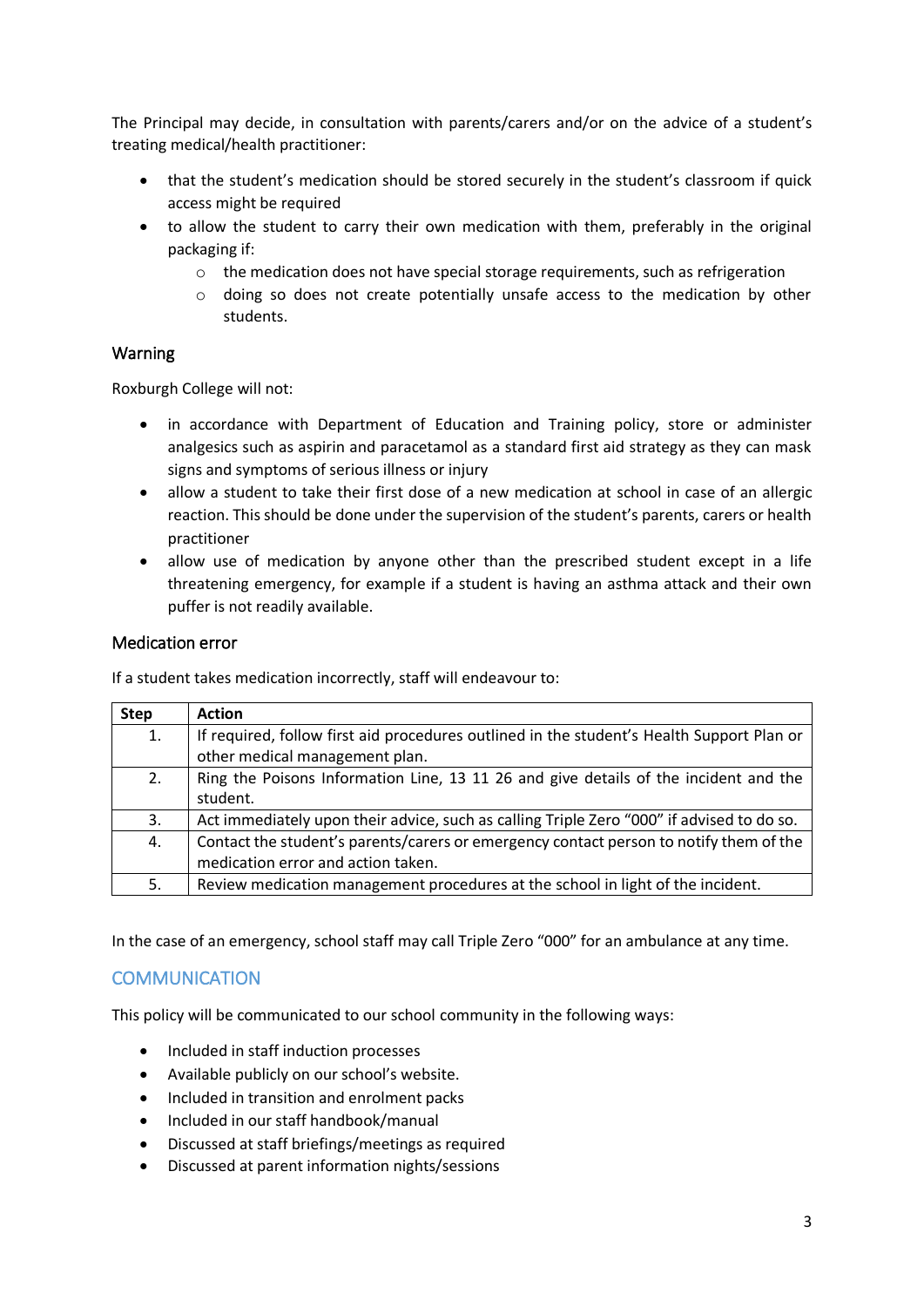The Principal may decide, in consultation with parents/carers and/or on the advice of a student's treating medical/health practitioner:

- that the student's medication should be stored securely in the student's classroom if quick access might be required
- to allow the student to carry their own medication with them, preferably in the original packaging if:
  - the medication does not have special storage requirements, such as refrigeration
  - doing so does not create potentially unsafe access to the medication by other students.

### Warning

Roxburgh College will not:

- in accordance with Department of Education and Training policy, store or administer analgesics such as aspirin and paracetamol as a standard first aid strategy as they can mask signs and symptoms of serious illness or injury
- allow a student to take their first dose of a new medication at school in case of an allergic reaction. This should be done under the supervision of the student's parents, carers or health practitioner
- allow use of medication by anyone other than the prescribed student except in a life threatening emergency, for example if a student is having an asthma attack and their own puffer is not readily available.

### Medication error

If a student takes medication incorrectly, staff will endeavour to:

| Step | Action |
| --- | --- |
| 1. | If required, follow first aid procedures outlined in the student's Health Support Plan or other medical management plan. |
| 2. | Ring the Poisons Information Line, 13 11 26 and give details of the incident and the student. |
| 3. | Act immediately upon their advice, such as calling Triple Zero "000" if advised to do so. |
| 4. | Contact the student's parents/carers or emergency contact person to notify them of the medication error and action taken. |
| 5. | Review medication management procedures at the school in light of the incident. |

In the case of an emergency, school staff may call Triple Zero "000" for an ambulance at any time.

## COMMUNICATION

This policy will be communicated to our school community in the following ways:

- Included in staff induction processes
- Available publicly on our school's website.
- Included in transition and enrolment packs
- Included in our staff handbook/manual
- Discussed at staff briefings/meetings as required
- Discussed at parent information nights/sessions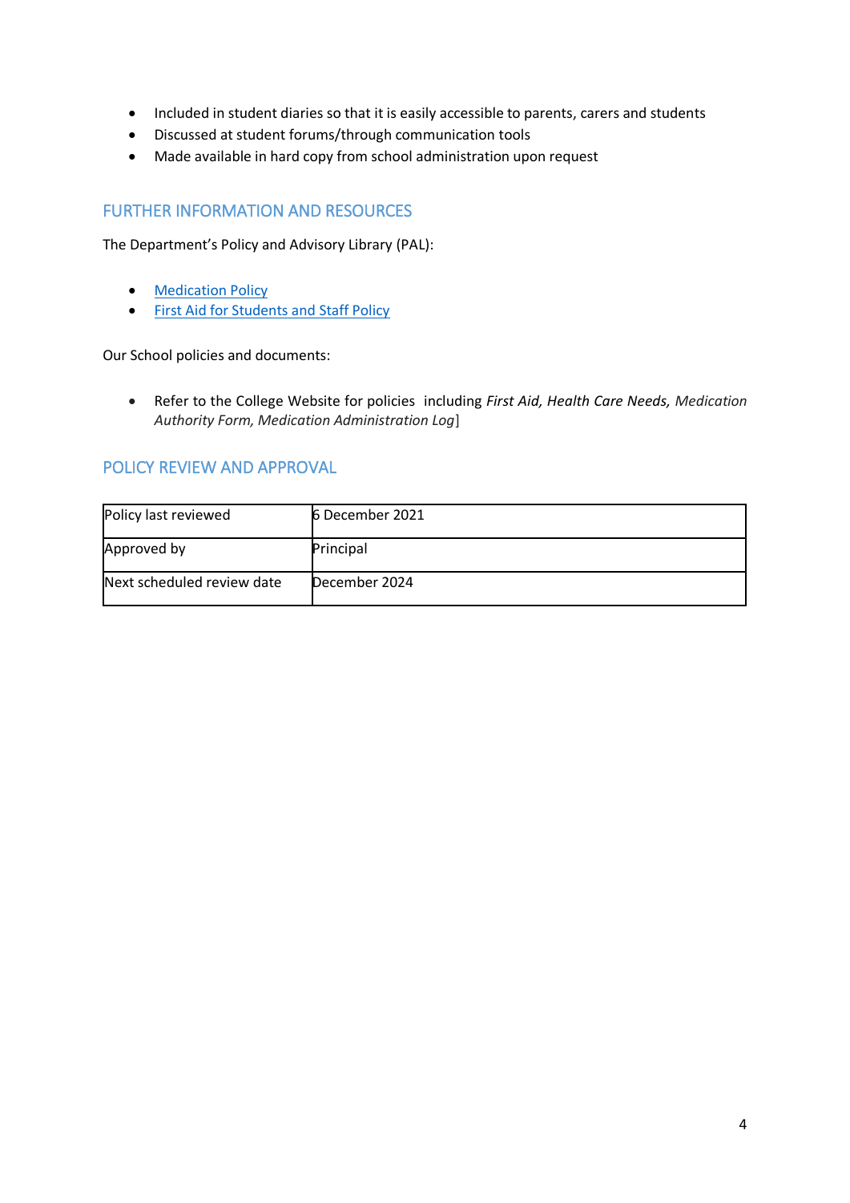- Included in student diaries so that it is easily accessible to parents, carers and students
- Discussed at student forums/through communication tools
- Made available in hard copy from school administration upon request

## FURTHER INFORMATION AND RESOURCES

The Department's Policy and Advisory Library (PAL):

- Medication Policy
- First Aid for Students and Staff Policy

Our School policies and documents:

- Refer to the College Website for policies including *First Aid, Health Care Needs, Medication Authority Form, Medication Administration Log*]

## POLICY REVIEW AND APPROVAL

| | |
|---|---|
| Policy last reviewed | 6 December 2021 |
| Approved by | Principal |
| Next scheduled review date | December 2024 |